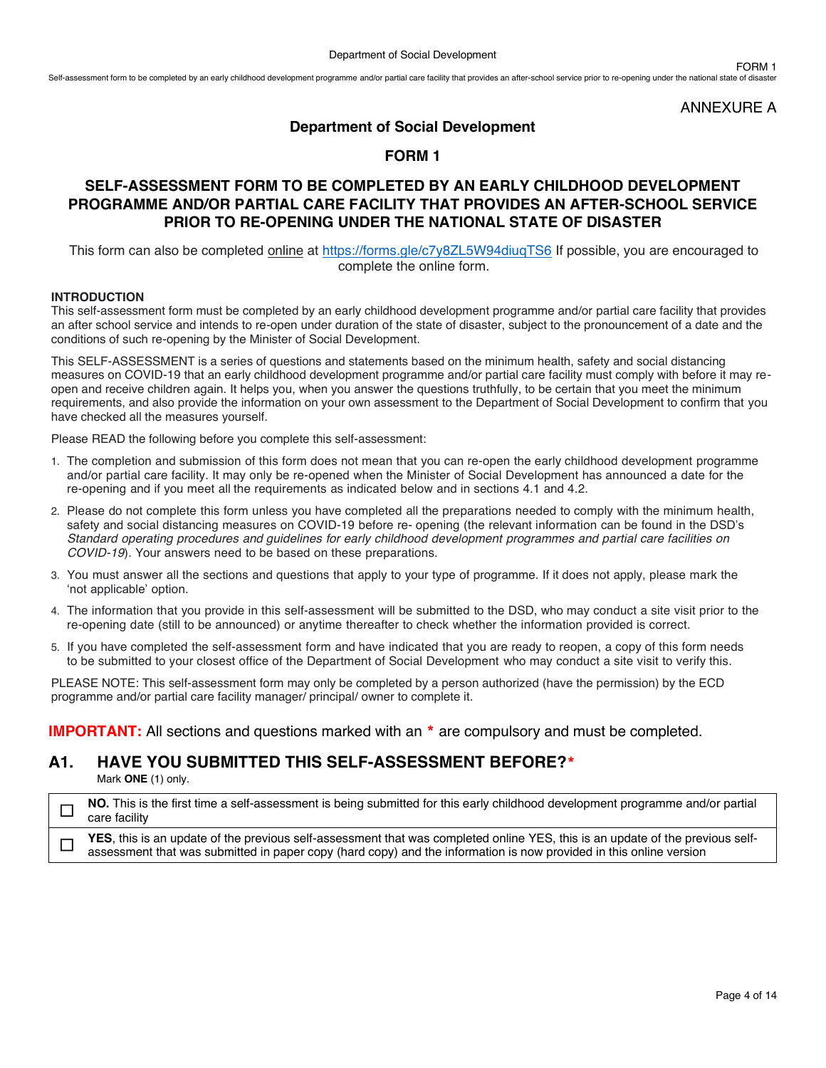ANNEXURE A

## Department of Social Development

## FORM 1

# SELF-ASSESSMENT FORM TO BE COMPLETED BY AN EARLY CHILDHOOD DEVELOPMENT PROGRAMME AND/OR PARTIAL CARE FACILITY THAT PROVIDES AN AFTER-SCHOOL SERVICE PRIOR TO RE-OPENING UNDER THE NATIONAL STATE OF DISASTER

This form can also be completed online at https://forms.gle/c7y8ZL5W94diuqTS6 If possible, you are encouraged to complete the online form.

**INTRODUCTION**

This self-assessment form must be completed by an early childhood development programme and/or partial care facility that provides an after school service and intends to re-open under duration of the state of disaster, subject to the pronouncement of a date and the conditions of such re-opening by the Minister of Social Development.

This SELF-ASSESSMENT is a series of questions and statements based on the minimum health, safety and social distancing measures on COVID-19 that an early childhood development programme and/or partial care facility must comply with before it may re-open and receive children again. It helps you, when you answer the questions truthfully, to be certain that you meet the minimum requirements, and also provide the information on your own assessment to the Department of Social Development to confirm that you have checked all the measures yourself.

Please READ the following before you complete this self-assessment:

1. The completion and submission of this form does not mean that you can re-open the early childhood development programme and/or partial care facility. It may only be re-opened when the Minister of Social Development has announced a date for the re-opening and if you meet all the requirements as indicated below and in sections 4.1 and 4.2.
2. Please do not complete this form unless you have completed all the preparations needed to comply with the minimum health, safety and social distancing measures on COVID-19 before re- opening (the relevant information can be found in the DSD's *Standard operating procedures and guidelines for early childhood development programmes and partial care facilities on COVID-19*). Your answers need to be based on these preparations.
3. You must answer all the sections and questions that apply to your type of programme. If it does not apply, please mark the 'not applicable' option.
4. The information that you provide in this self-assessment will be submitted to the DSD, who may conduct a site visit prior to the re-opening date (still to be announced) or anytime thereafter to check whether the information provided is correct.
5. If you have completed the self-assessment form and have indicated that you are ready to reopen, a copy of this form needs to be submitted to your closest office of the Department of Social Development who may conduct a site visit to verify this.

PLEASE NOTE: This self-assessment form may only be completed by a person authorized (have the permission) by the ECD programme and/or partial care facility manager/ principal/ owner to complete it.

**IMPORTANT:** All sections and questions marked with an * are compulsory and must be completed.

## A1. HAVE YOU SUBMITTED THIS SELF-ASSESSMENT BEFORE?*

Mark **ONE** (1) only.

| | |
|---|---|
| ☐ | **NO.** This is the first time a self-assessment is being submitted for this early childhood development programme and/or partial care facility |
| ☐ | **YES**, this is an update of the previous self-assessment that was completed online YES, this is an update of the previous self-assessment that was submitted in paper copy (hard copy) and the information is now provided in this online version |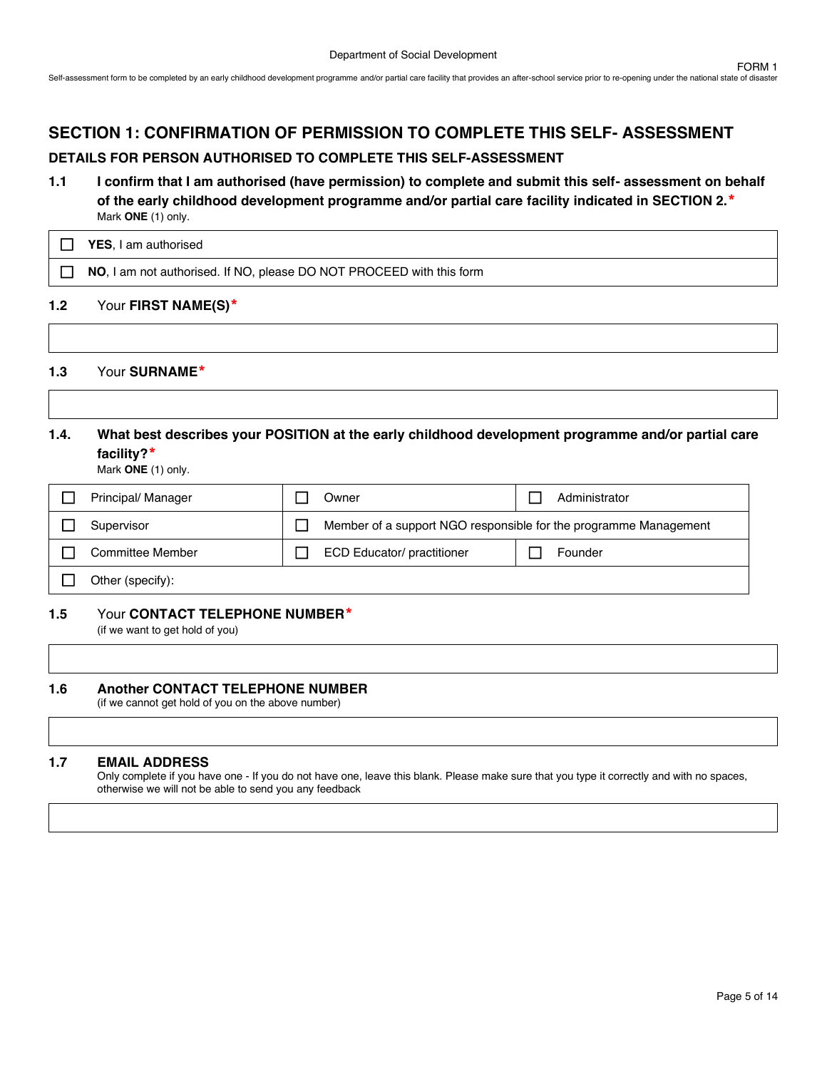## SECTION 1: CONFIRMATION OF PERMISSION TO COMPLETE THIS SELF- ASSESSMENT

### DETAILS FOR PERSON AUTHORISED TO COMPLETE THIS SELF-ASSESSMENT

**1.1 I confirm that I am authorised (have permission) to complete and submit this self- assessment on behalf of the early childhood development programme and/or partial care facility indicated in SECTION 2.***

Mark **ONE** (1) only.

| |
|---|
| ☐ **YES**, I am authorised |
| ☐ **NO**, I am not authorised. If NO, please DO NOT PROCEED with this form |

**1.2** Your **FIRST NAME(S)***

| |
|---|
| |

**1.3** Your **SURNAME***

| |
|---|
| |

**1.4. What best describes your POSITION at the early childhood development programme and/or partial care facility?***

Mark **ONE** (1) only.

| | | |
|---|---|---|
| ☐ Principal/ Manager | ☐ Owner | ☐ Administrator |
| ☐ Supervisor | ☐ Member of a support NGO responsible for the programme Management | |
| ☐ Committee Member | ☐ ECD Educator/ practitioner | ☐ Founder |
| ☐ Other (specify): | | |

**1.5** Your **CONTACT TELEPHONE NUMBER***

(if we want to get hold of you)

| |
|---|
| |

**1.6 Another CONTACT TELEPHONE NUMBER**

(if we cannot get hold of you on the above number)

| |
|---|
| |

**1.7 EMAIL ADDRESS**

Only complete if you have one - If you do not have one, leave this blank. Please make sure that you type it correctly and with no spaces, otherwise we will not be able to send you any feedback

| |
|---|
| |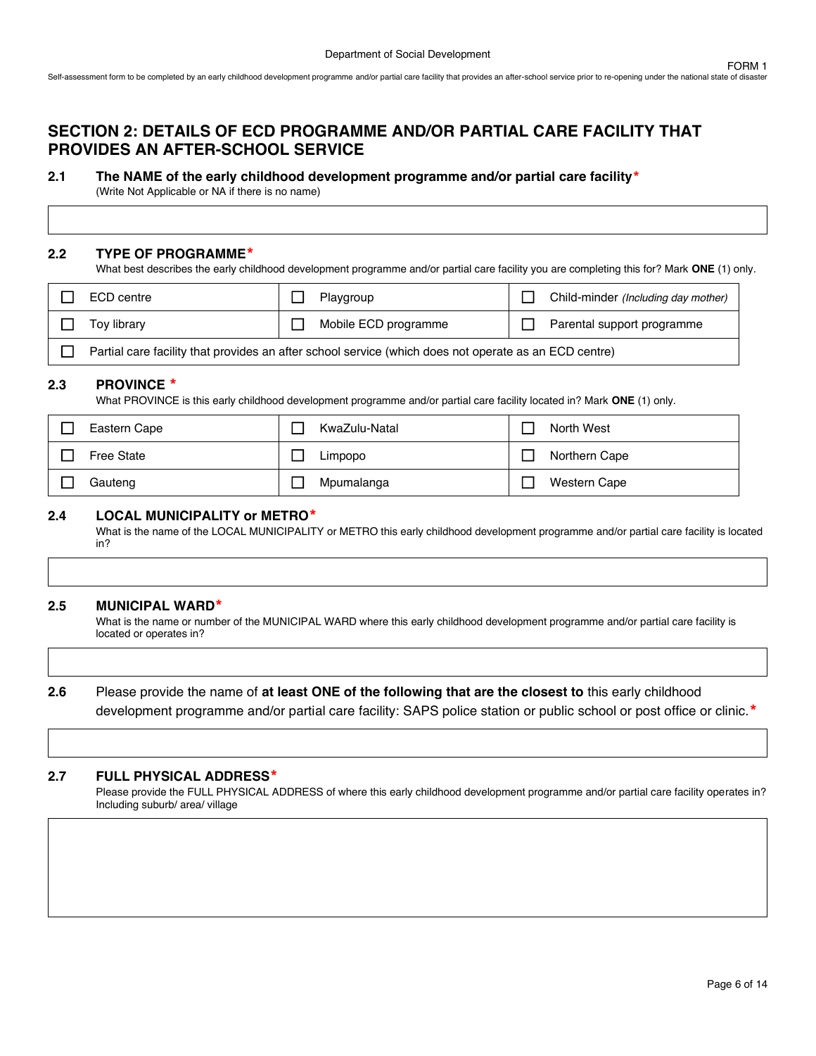## SECTION 2: DETAILS OF ECD PROGRAMME AND/OR PARTIAL CARE FACILITY THAT PROVIDES AN AFTER-SCHOOL SERVICE

**2.1 The NAME of the early childhood development programme and/or partial care facility***
(Write Not Applicable or NA if there is no name)

| |
|---|
| |

**2.2 TYPE OF PROGRAMME***
What best describes the early childhood development programme and/or partial care facility you are completing this for? Mark **ONE** (1) only.

| | | |
|---|---|---|
| ☐ ECD centre | ☐ Playgroup | ☐ Child-minder *(Including day mother)* |
| ☐ Toy library | ☐ Mobile ECD programme | ☐ Parental support programme |
| ☐ Partial care facility that provides an after school service (which does not operate as an ECD centre) | | |

**2.3 PROVINCE ***
What PROVINCE is this early childhood development programme and/or partial care facility located in? Mark **ONE** (1) only.

| | | |
|---|---|---|
| ☐ Eastern Cape | ☐ KwaZulu-Natal | ☐ North West |
| ☐ Free State | ☐ Limpopo | ☐ Northern Cape |
| ☐ Gauteng | ☐ Mpumalanga | ☐ Western Cape |

**2.4 LOCAL MUNICIPALITY or METRO***
What is the name of the LOCAL MUNICIPALITY or METRO this early childhood development programme and/or partial care facility is located in?

| |
|---|
| |

**2.5 MUNICIPAL WARD***
What is the name or number of the MUNICIPAL WARD where this early childhood development programme and/or partial care facility is located or operates in?

| |
|---|
| |

**2.6** Please provide the name of **at least ONE of the following that are the closest to** this early childhood development programme and/or partial care facility: SAPS police station or public school or post office or clinic.*

| |
|---|
| |

**2.7 FULL PHYSICAL ADDRESS***
Please provide the FULL PHYSICAL ADDRESS of where this early childhood development programme and/or partial care facility operates in? Including suburb/ area/ village

| |
|---|
| |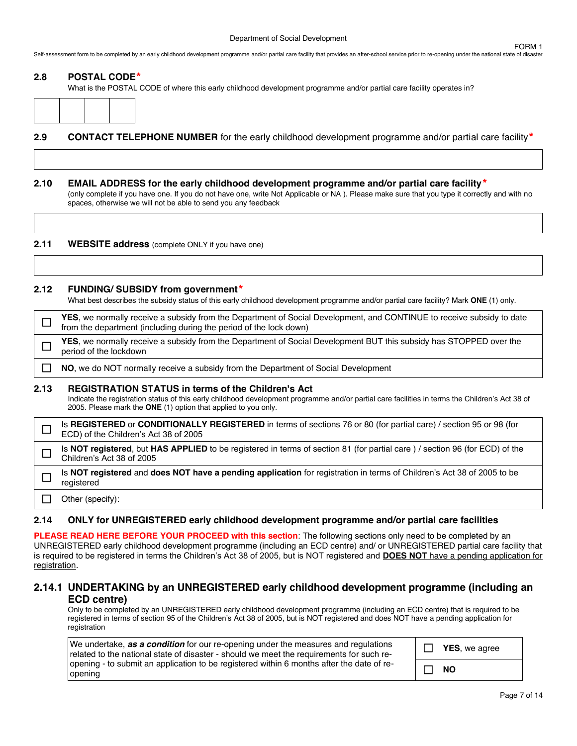## 2.8 POSTAL CODE*

What is the POSTAL CODE of where this early childhood development programme and/or partial care facility operates in?

| | | | |
|---|---|---|---|
| | | | |

## 2.9 CONTACT TELEPHONE NUMBER for the early childhood development programme and/or partial care facility*

| |
|---|
| |

## 2.10 EMAIL ADDRESS for the early childhood development programme and/or partial care facility*

(only complete if you have one. If you do not have one, write Not Applicable or NA ). Please make sure that you type it correctly and with no spaces, otherwise we will not be able to send you any feedback

| |
|---|
| |

## 2.11 WEBSITE address (complete ONLY if you have one)

| |
|---|
| |

## 2.12 FUNDING/ SUBSIDY from government*

What best describes the subsidy status of this early childhood development programme and/or partial care facility? Mark **ONE** (1) only.

| | |
|---|---|
| ☐ | **YES**, we normally receive a subsidy from the Department of Social Development, and CONTINUE to receive subsidy to date from the department (including during the period of the lock down) |
| ☐ | **YES**, we normally receive a subsidy from the Department of Social Development BUT this subsidy has STOPPED over the period of the lockdown |
| ☐ | **NO**, we do NOT normally receive a subsidy from the Department of Social Development |

## 2.13 REGISTRATION STATUS in terms of the Children's Act

Indicate the registration status of this early childhood development programme and/or partial care facilities in terms the Children's Act 38 of 2005. Please mark the **ONE** (1) option that applied to you only.

| | |
|---|---|
| ☐ | Is **REGISTERED** or **CONDITIONALLY REGISTERED** in terms of sections 76 or 80 (for partial care) / section 95 or 98 (for ECD) of the Children's Act 38 of 2005 |
| ☐ | Is **NOT registered**, but **HAS APPLIED** to be registered in terms of section 81 (for partial care ) / section 96 (for ECD) of the Children's Act 38 of 2005 |
| ☐ | Is **NOT registered** and **does NOT have a pending application** for registration in terms of Children's Act 38 of 2005 to be registered |
| ☐ | Other (specify): |

## 2.14 ONLY for UNREGISTERED early childhood development programme and/or partial care facilities

**PLEASE READ HERE BEFORE YOUR PROCEED with this section**: The following sections only need to be completed by an UNREGISTERED early childhood development programme (including an ECD centre) and/ or UNREGISTERED partial care facility that is required to be registered in terms the Children's Act 38 of 2005, but is NOT registered and **DOES NOT** have a pending application for registration.

### 2.14.1 UNDERTAKING by an UNREGISTERED early childhood development programme (including an ECD centre)

Only to be completed by an UNREGISTERED early childhood development programme (including an ECD centre) that is required to be registered in terms of section 95 of the Children's Act 38 of 2005, but is NOT registered and does NOT have a pending application for registration

| | |
|---|---|
| We undertake, ***as a condition*** for our re-opening under the measures and regulations related to the national state of disaster - should we meet the requirements for such re-opening - to submit an application to be registered within 6 months after the date of re-opening | ☐ **YES**, we agree |
| | ☐ **NO** |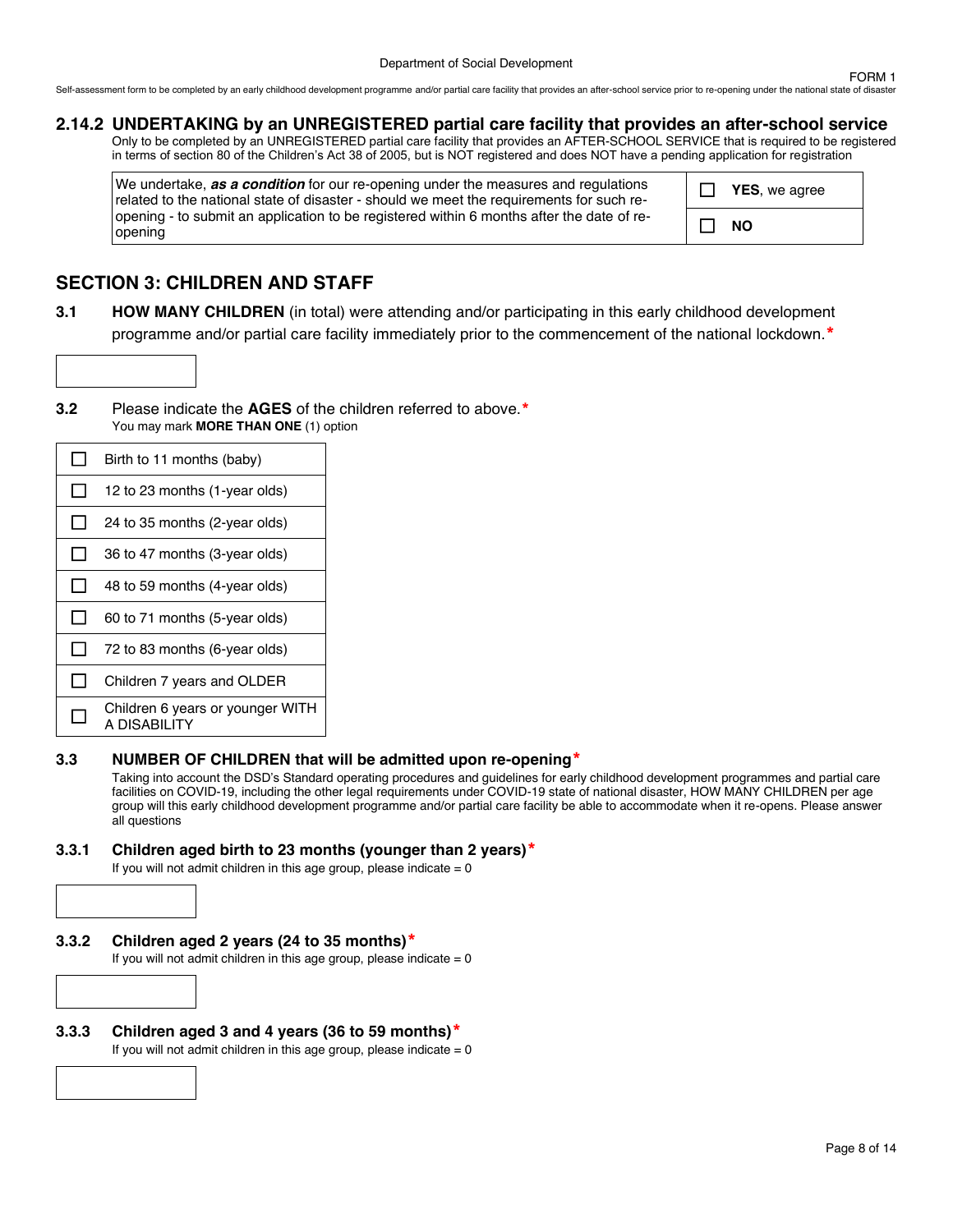## 2.14.2 UNDERTAKING by an UNREGISTERED partial care facility that provides an after-school service

Only to be completed by an UNREGISTERED partial care facility that provides an AFTER-SCHOOL SERVICE that is required to be registered in terms of section 80 of the Children's Act 38 of 2005, but is NOT registered and does NOT have a pending application for registration

| We undertake, ***as a condition*** for our re-opening under the measures and regulations related to the national state of disaster - should we meet the requirements for such re-opening - to submit an application to be registered within 6 months after the date of re-opening | ☐ **YES**, we agree |
|---|---|
| | ☐ **NO** |

## SECTION 3: CHILDREN AND STAFF

**3.1 HOW MANY CHILDREN** (in total) were attending and/or participating in this early childhood development programme and/or partial care facility immediately prior to the commencement of the national lockdown.*

[ ]

**3.2** Please indicate the **AGES** of the children referred to above.*
You may mark **MORE THAN ONE** (1) option

- ☐ Birth to 11 months (baby)
- ☐ 12 to 23 months (1-year olds)
- ☐ 24 to 35 months (2-year olds)
- ☐ 36 to 47 months (3-year olds)
- ☐ 48 to 59 months (4-year olds)
- ☐ 60 to 71 months (5-year olds)
- ☐ 72 to 83 months (6-year olds)
- ☐ Children 7 years and OLDER
- ☐ Children 6 years or younger WITH A DISABILITY

### 3.3 NUMBER OF CHILDREN that will be admitted upon re-opening*

Taking into account the DSD's Standard operating procedures and guidelines for early childhood development programmes and partial care facilities on COVID-19, including the other legal requirements under COVID-19 state of national disaster, HOW MANY CHILDREN per age group will this early childhood development programme and/or partial care facility be able to accommodate when it re-opens. Please answer all questions

#### 3.3.1 Children aged birth to 23 months (younger than 2 years)*

If you will not admit children in this age group, please indicate = 0

[ ]

#### 3.3.2 Children aged 2 years (24 to 35 months)*

If you will not admit children in this age group, please indicate = 0

[ ]

#### 3.3.3 Children aged 3 and 4 years (36 to 59 months)*

If you will not admit children in this age group, please indicate = 0

[ ]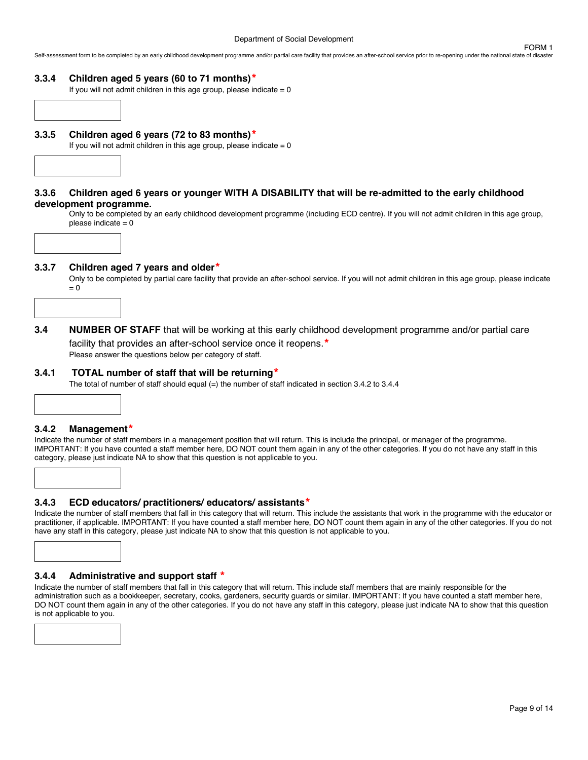### 3.3.4 Children aged 5 years (60 to 71 months)*

If you will not admit children in this age group, please indicate = 0

### 3.3.5 Children aged 6 years (72 to 83 months)*

If you will not admit children in this age group, please indicate = 0

### 3.3.6 Children aged 6 years or younger WITH A DISABILITY that will be re-admitted to the early childhood development programme.

Only to be completed by an early childhood development programme (including ECD centre). If you will not admit children in this age group, please indicate = 0

### 3.3.7 Children aged 7 years and older*

Only to be completed by partial care facility that provide an after-school service. If you will not admit children in this age group, please indicate = 0

## 3.4 NUMBER OF STAFF that will be working at this early childhood development programme and/or partial care facility that provides an after-school service once it reopens.*

Please answer the questions below per category of staff.

### 3.4.1 TOTAL number of staff that will be returning*

The total of number of staff should equal (=) the number of staff indicated in section 3.4.2 to 3.4.4

### 3.4.2 Management*

Indicate the number of staff members in a management position that will return. This is include the principal, or manager of the programme. IMPORTANT: If you have counted a staff member here, DO NOT count them again in any of the other categories. If you do not have any staff in this category, please just indicate NA to show that this question is not applicable to you.

### 3.4.3 ECD educators/ practitioners/ educators/ assistants*

Indicate the number of staff members that fall in this category that will return. This include the assistants that work in the programme with the educator or practitioner, if applicable. IMPORTANT: If you have counted a staff member here, DO NOT count them again in any of the other categories. If you do not have any staff in this category, please just indicate NA to show that this question is not applicable to you.

### 3.4.4 Administrative and support staff *

Indicate the number of staff members that fall in this category that will return. This include staff members that are mainly responsible for the administration such as a bookkeeper, secretary, cooks, gardeners, security guards or similar. IMPORTANT: If you have counted a staff member here, DO NOT count them again in any of the other categories. If you do not have any staff in this category, please just indicate NA to show that this question is not applicable to you.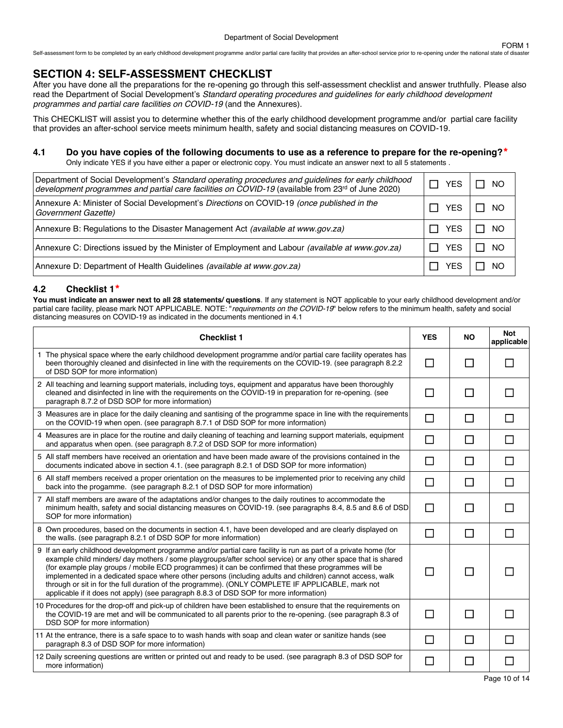## SECTION 4: SELF-ASSESSMENT CHECKLIST

After you have done all the preparations for the re-opening go through this self-assessment checklist and answer truthfully. Please also read the Department of Social Development's *Standard operating procedures and guidelines for early childhood development programmes and partial care facilities on COVID-19* (and the Annexures).

This CHECKLIST will assist you to determine whether this of the early childhood development programme and/or partial care facility that provides an after-school service meets minimum health, safety and social distancing measures on COVID-19.

### 4.1 Do you have copies of the following documents to use as a reference to prepare for the re-opening?*

Only indicate YES if you have either a paper or electronic copy. You must indicate an answer next to all 5 statements .

| Document | | |
|---|---|---|
| Department of Social Development's *Standard operating procedures and guidelines for early childhood development programmes and partial care facilities on COVID-19* (available from 23rd of June 2020) | ☐ YES | ☐ NO |
| Annexure A: Minister of Social Development's *Directions* on COVID-19 *(once published in the Government Gazette)* | ☐ YES | ☐ NO |
| Annexure B: Regulations to the Disaster Management Act *(available at www.gov.za)* | ☐ YES | ☐ NO |
| Annexure C: Directions issued by the Minister of Employment and Labour *(available at www.gov.za)* | ☐ YES | ☐ NO |
| Annexure D: Department of Health Guidelines *(available at www.gov.za)* | ☐ YES | ☐ NO |

### 4.2 Checklist 1*

**You must indicate an answer next to all 28 statements/ questions**. If any statement is NOT applicable to your early childhood development and/or partial care facility, please mark NOT APPLICABLE. NOTE: "*requirements on the COVID-19*" below refers to the minimum health, safety and social distancing measures on COVID-19 as indicated in the documents mentioned in 4.1

| Checklist 1 | YES | NO | Not applicable |
|---|---|---|---|
| 1 The physical space where the early childhood development programme and/or partial care facility operates has been thoroughly cleaned and disinfected in line with the requirements on the COVID-19. (see paragraph 8.2.2 of DSD SOP for more information) | ☐ | ☐ | ☐ |
| 2 All teaching and learning support materials, including toys, equipment and apparatus have been thoroughly cleaned and disinfected in line with the requirements on the COVID-19 in preparation for re-opening. (see paragraph 8.7.2 of DSD SOP for more information) | ☐ | ☐ | ☐ |
| 3 Measures are in place for the daily cleaning and santising of the programme space in line with the requirements on the COVID-19 when open. (see paragraph 8.7.1 of DSD SOP for more information) | ☐ | ☐ | ☐ |
| 4 Measures are in place for the routine and daily cleaning of teaching and learning support materials, equipment and apparatus when open. (see paragraph 8.7.2 of DSD SOP for more information) | ☐ | ☐ | ☐ |
| 5 All staff members have received an orientation and have been made aware of the provisions contained in the documents indicated above in section 4.1. (see paragraph 8.2.1 of DSD SOP for more information) | ☐ | ☐ | ☐ |
| 6 All staff members received a proper orientation on the measures to be implemented prior to receiving any child back into the progamme. (see paragraph 8.2.1 of DSD SOP for more information) | ☐ | ☐ | ☐ |
| 7 All staff members are aware of the adaptations and/or changes to the daily routines to accommodate the minimum health, safety and social distancing measures on COVID-19. (see paragraphs 8.4, 8.5 and 8.6 of DSD SOP for more information) | ☐ | ☐ | ☐ |
| 8 Own procedures, based on the documents in section 4.1, have been developed and are clearly displayed on the walls. (see paragraph 8.2.1 of DSD SOP for more information) | ☐ | ☐ | ☐ |
| 9 If an early childhood development programme and/or partial care facility is run as part of a private home (for example child minders/ day mothers / some playgroups/after school service) or any other space that is shared (for example play groups / mobile ECD programmes) it can be confirmed that these programmes will be implemented in a dedicated space where other persons (including adults and children) cannot access, walk through or sit in for the full duration of the programme). (ONLY COMPLETE IF APPLICABLE, mark not applicable if it does not apply) (see paragraph 8.8.3 of DSD SOP for more information) | ☐ | ☐ | ☐ |
| 10 Procedures for the drop-off and pick-up of children have been established to ensure that the requirements on the COVID-19 are met and will be communicated to all parents prior to the re-opening. (see paragraph 8.3 of DSD SOP for more information) | ☐ | ☐ | ☐ |
| 11 At the entrance, there is a safe space to to wash hands with soap and clean water or sanitize hands (see paragraph 8.3 of DSD SOP for more information) | ☐ | ☐ | ☐ |
| 12 Daily screening questions are written or printed out and ready to be used. (see paragraph 8.3 of DSD SOP for more information) | ☐ | ☐ | ☐ |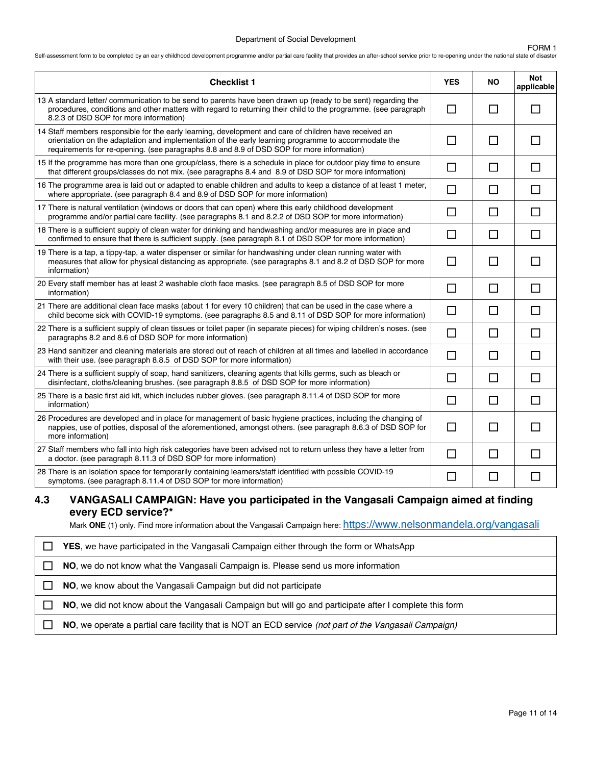Department of Social Development

FORM 1

Self-assessment form to be completed by an early childhood development programme and/or partial care facility that provides an after-school service prior to re-opening under the national state of disaster

| Checklist 1 | YES | NO | Not applicable |
|---|---|---|---|
| 13 A standard letter/ communication to be send to parents have been drawn up (ready to be sent) regarding the procedures, conditions and other matters with regard to returning their child to the programme. (see paragraph 8.2.3 of DSD SOP for more information) | ☐ | ☐ | ☐ |
| 14 Staff members responsible for the early learning, development and care of children have received an orientation on the adaptation and implementation of the early learning programme to accommodate the requirements for re-opening. (see paragraphs 8.8 and 8.9 of DSD SOP for more information) | ☐ | ☐ | ☐ |
| 15 If the programme has more than one group/class, there is a schedule in place for outdoor play time to ensure that different groups/classes do not mix. (see paragraphs 8.4 and 8.9 of DSD SOP for more information) | ☐ | ☐ | ☐ |
| 16 The programme area is laid out or adapted to enable children and adults to keep a distance of at least 1 meter, where appropriate. (see paragraph 8.4 and 8.9 of DSD SOP for more information) | ☐ | ☐ | ☐ |
| 17 There is natural ventilation (windows or doors that can open) where this early childhood development programme and/or partial care facility. (see paragraphs 8.1 and 8.2.2 of DSD SOP for more information) | ☐ | ☐ | ☐ |
| 18 There is a sufficient supply of clean water for drinking and handwashing and/or measures are in place and confirmed to ensure that there is sufficient supply. (see paragraph 8.1 of DSD SOP for more information) | ☐ | ☐ | ☐ |
| 19 There is a tap, a tippy-tap, a water dispenser or similar for handwashing under clean running water with measures that allow for physical distancing as appropriate. (see paragraphs 8.1 and 8.2 of DSD SOP for more information) | ☐ | ☐ | ☐ |
| 20 Every staff member has at least 2 washable cloth face masks. (see paragraph 8.5 of DSD SOP for more information) | ☐ | ☐ | ☐ |
| 21 There are additional clean face masks (about 1 for every 10 children) that can be used in the case where a child become sick with COVID-19 symptoms. (see paragraphs 8.5 and 8.11 of DSD SOP for more information) | ☐ | ☐ | ☐ |
| 22 There is a sufficient supply of clean tissues or toilet paper (in separate pieces) for wiping children's noses. (see paragraphs 8.2 and 8.6 of DSD SOP for more information) | ☐ | ☐ | ☐ |
| 23 Hand sanitizer and cleaning materials are stored out of reach of children at all times and labelled in accordance with their use. (see paragraph 8.8.5 of DSD SOP for more information) | ☐ | ☐ | ☐ |
| 24 There is a sufficient supply of soap, hand sanitizers, cleaning agents that kills germs, such as bleach or disinfectant, cloths/cleaning brushes. (see paragraph 8.8.5 of DSD SOP for more information) | ☐ | ☐ | ☐ |
| 25 There is a basic first aid kit, which includes rubber gloves. (see paragraph 8.11.4 of DSD SOP for more information) | ☐ | ☐ | ☐ |
| 26 Procedures are developed and in place for management of basic hygiene practices, including the changing of nappies, use of potties, disposal of the aforementioned, amongst others. (see paragraph 8.6.3 of DSD SOP for more information) | ☐ | ☐ | ☐ |
| 27 Staff members who fall into high risk categories have been advised not to return unless they have a letter from a doctor. (see paragraph 8.11.3 of DSD SOP for more information) | ☐ | ☐ | ☐ |
| 28 There is an isolation space for temporarily containing learners/staff identified with possible COVID-19 symptoms. (see paragraph 8.11.4 of DSD SOP for more information) | ☐ | ☐ | ☐ |

### 4.3 VANGASALI CAMPAIGN: Have you participated in the Vangasali Campaign aimed at finding every ECD service?*

Mark **ONE** (1) only. Find more information about the Vangasali Campaign here: https://www.nelsonmandela.org/vangasali

- ☐ **YES**, we have participated in the Vangasali Campaign either through the form or WhatsApp
- ☐ **NO**, we do not know what the Vangasali Campaign is. Please send us more information
- ☐ **NO**, we know about the Vangasali Campaign but did not participate
- ☐ **NO**, we did not know about the Vangasali Campaign but will go and participate after I complete this form
- ☐ **NO**, we operate a partial care facility that is NOT an ECD service *(not part of the Vangasali Campaign)*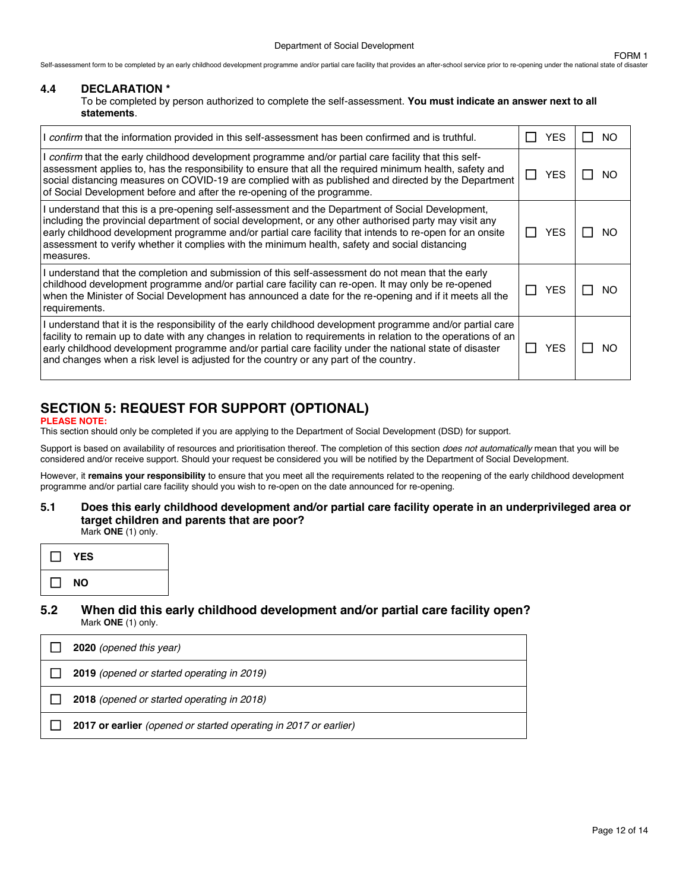**4.4 DECLARATION ***

To be completed by person authorized to complete the self-assessment. **You must indicate an answer next to all statements**.

| Statement | YES | NO |
|---|---|---|
| I *confirm* that the information provided in this self-assessment has been confirmed and is truthful. | ☐ YES | ☐ NO |
| I *confirm* that the early childhood development programme and/or partial care facility that this self-assessment applies to, has the responsibility to ensure that all the required minimum health, safety and social distancing measures on COVID-19 are complied with as published and directed by the Department of Social Development before and after the re-opening of the programme. | ☐ YES | ☐ NO |
| I understand that this is a pre-opening self-assessment and the Department of Social Development, including the provincial department of social development, or any other authorised party may visit any early childhood development programme and/or partial care facility that intends to re-open for an onsite assessment to verify whether it complies with the minimum health, safety and social distancing measures. | ☐ YES | ☐ NO |
| I understand that the completion and submission of this self-assessment do not mean that the early childhood development programme and/or partial care facility can re-open. It may only be re-opened when the Minister of Social Development has announced a date for the re-opening and if it meets all the requirements. | ☐ YES | ☐ NO |
| I understand that it is the responsibility of the early childhood development programme and/or partial care facility to remain up to date with any changes in relation to requirements in relation to the operations of an early childhood development programme and/or partial care facility under the national state of disaster and changes when a risk level is adjusted for the country or any part of the country. | ☐ YES | ☐ NO |

## SECTION 5: REQUEST FOR SUPPORT (OPTIONAL)

**PLEASE NOTE:**
This section should only be completed if you are applying to the Department of Social Development (DSD) for support.

Support is based on availability of resources and prioritisation thereof. The completion of this section *does not automatically* mean that you will be considered and/or receive support. Should your request be considered you will be notified by the Department of Social Development.

However, it **remains your responsibility** to ensure that you meet all the requirements related to the reopening of the early childhood development programme and/or partial care facility should you wish to re-open on the date announced for re-opening.

### 5.1 Does this early childhood development and/or partial care facility operate in an underprivileged area or target children and parents that are poor?

Mark **ONE** (1) only.

- ☐ **YES**
- ☐ **NO**

### 5.2 When did this early childhood development and/or partial care facility open?

Mark **ONE** (1) only.

- ☐ **2020** *(opened this year)*
- ☐ **2019** *(opened or started operating in 2019)*
- ☐ **2018** *(opened or started operating in 2018)*
- ☐ **2017 or earlier** *(opened or started operating in 2017 or earlier)*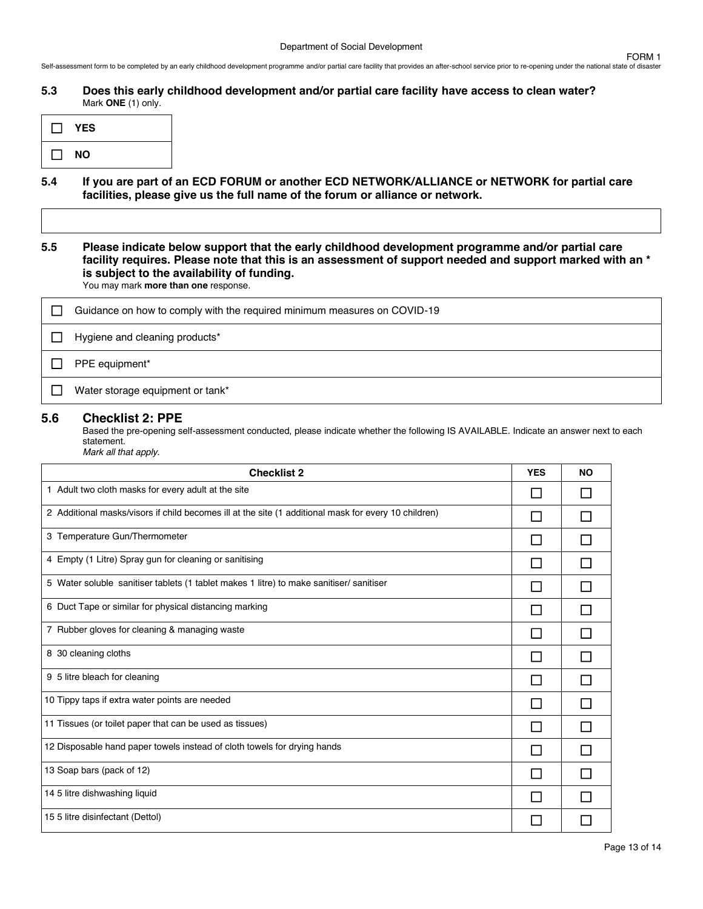**5.3 Does this early childhood development and/or partial care facility have access to clean water?**
Mark **ONE** (1) only.

| | |
|---|---|
| ☐ | **YES** |
| ☐ | **NO** |

**5.4 If you are part of an ECD FORUM or another ECD NETWORK/ALLIANCE or NETWORK for partial care facilities, please give us the full name of the forum or alliance or network.**

| |
|---|
| |

**5.5 Please indicate below support that the early childhood development programme and/or partial care facility requires. Please note that this is an assessment of support needed and support marked with an * is subject to the availability of funding.**
You may mark **more than one** response.

| | |
|---|---|
| ☐ | Guidance on how to comply with the required minimum measures on COVID-19 |
| ☐ | Hygiene and cleaning products* |
| ☐ | PPE equipment* |
| ☐ | Water storage equipment or tank* |

## 5.6 Checklist 2: PPE

Based the pre-opening self-assessment conducted, please indicate whether the following IS AVAILABLE. Indicate an answer next to each statement.
*Mark all that apply.*

| Checklist 2 | YES | NO |
|---|---|---|
| 1 Adult two cloth masks for every adult at the site | ☐ | ☐ |
| 2 Additional masks/visors if child becomes ill at the site (1 additional mask for every 10 children) | ☐ | ☐ |
| 3 Temperature Gun/Thermometer | ☐ | ☐ |
| 4 Empty (1 Litre) Spray gun for cleaning or sanitising | ☐ | ☐ |
| 5 Water soluble sanitiser tablets (1 tablet makes 1 litre) to make sanitiser/ sanitiser | ☐ | ☐ |
| 6 Duct Tape or similar for physical distancing marking | ☐ | ☐ |
| 7 Rubber gloves for cleaning & managing waste | ☐ | ☐ |
| 8 30 cleaning cloths | ☐ | ☐ |
| 9 5 litre bleach for cleaning | ☐ | ☐ |
| 10 Tippy taps if extra water points are needed | ☐ | ☐ |
| 11 Tissues (or toilet paper that can be used as tissues) | ☐ | ☐ |
| 12 Disposable hand paper towels instead of cloth towels for drying hands | ☐ | ☐ |
| 13 Soap bars (pack of 12) | ☐ | ☐ |
| 14 5 litre dishwashing liquid | ☐ | ☐ |
| 15 5 litre disinfectant (Dettol) | ☐ | ☐ |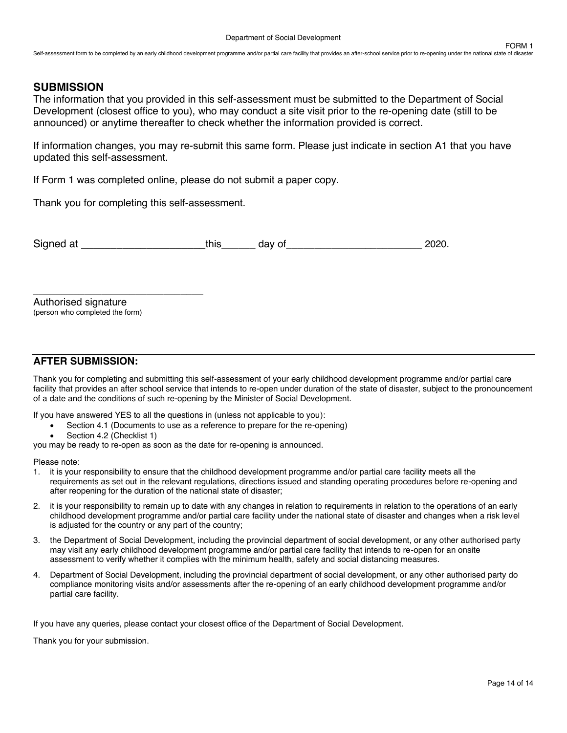## SUBMISSION

The information that you provided in this self-assessment must be submitted to the Department of Social Development (closest office to you), who may conduct a site visit prior to the re-opening date (still to be announced) or anytime thereafter to check whether the information provided is correct.

If information changes, you may re-submit this same form. Please just indicate in section A1 that you have updated this self-assessment.

If Form 1 was completed online, please do not submit a paper copy.

Thank you for completing this self-assessment.

Signed at ______________________this______ day of_________________________ 2020.

_______________________________

Authorised signature
(person who completed the form)

## AFTER SUBMISSION:

Thank you for completing and submitting this self-assessment of your early childhood development programme and/or partial care facility that provides an after school service that intends to re-open under duration of the state of disaster, subject to the pronouncement of a date and the conditions of such re-opening by the Minister of Social Development.

If you have answered YES to all the questions in (unless not applicable to you):

- Section 4.1 (Documents to use as a reference to prepare for the re-opening)
- Section 4.2 (Checklist 1)

you may be ready to re-open as soon as the date for re-opening is announced.

Please note:

1. it is your responsibility to ensure that the childhood development programme and/or partial care facility meets all the requirements as set out in the relevant regulations, directions issued and standing operating procedures before re-opening and after reopening for the duration of the national state of disaster;
2. it is your responsibility to remain up to date with any changes in relation to requirements in relation to the operations of an early childhood development programme and/or partial care facility under the national state of disaster and changes when a risk level is adjusted for the country or any part of the country;
3. the Department of Social Development, including the provincial department of social development, or any other authorised party may visit any early childhood development programme and/or partial care facility that intends to re-open for an onsite assessment to verify whether it complies with the minimum health, safety and social distancing measures.
4. Department of Social Development, including the provincial department of social development, or any other authorised party do compliance monitoring visits and/or assessments after the re-opening of an early childhood development programme and/or partial care facility.

If you have any queries, please contact your closest office of the Department of Social Development.

Thank you for your submission.